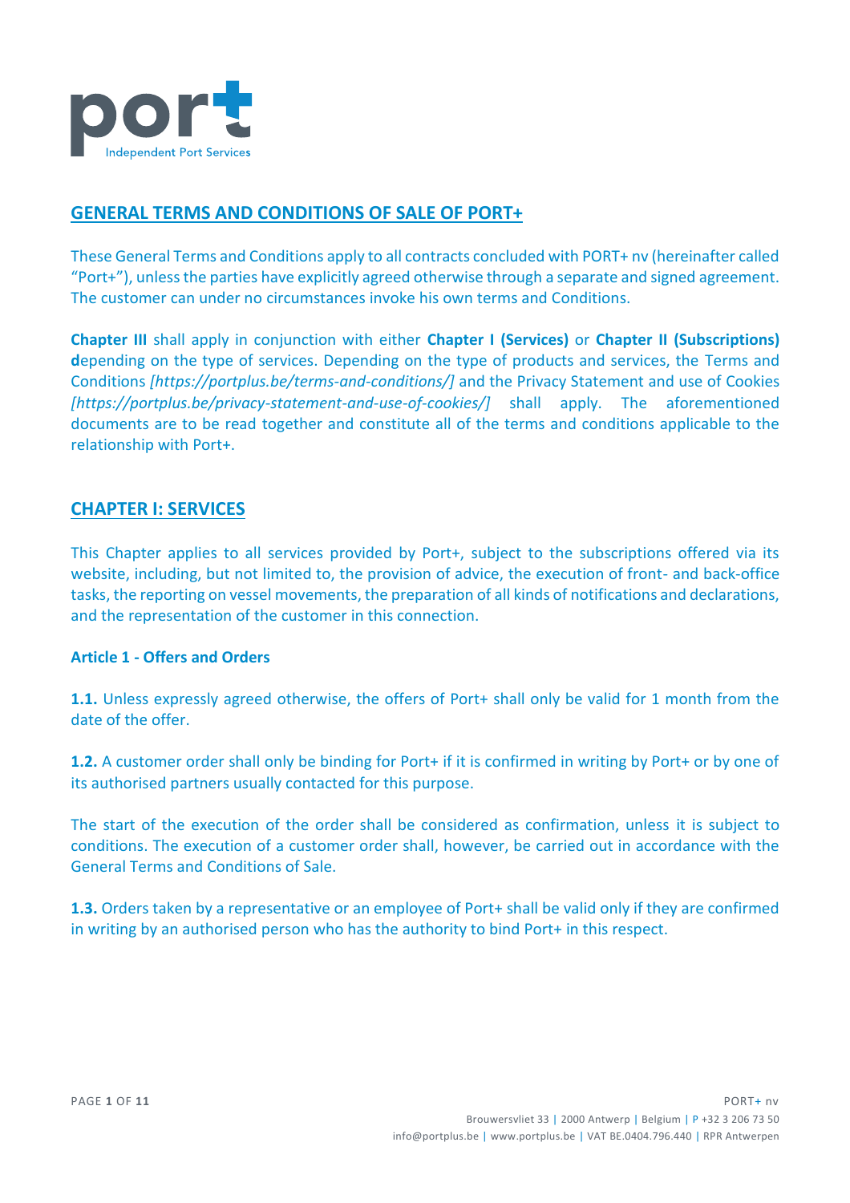# GENERAL TERMS AND CONDITIONS OF SALE OF PORT+

These General Terms and Conditions apply to all contracts concluded with PORT+ nv (hereinafter called "Port+"), unless the parties have explicitly agreed otherwise through a separate and signed agreement. The customer can under no circumstances invoke his own terms and Conditions.

**Chapter III** shall apply in conjunction with either **Chapter I (Services)** or **Chapter II (Subscriptions)** **d**epending on the type of services. Depending on the type of products and services, the Terms and Conditions *[https://portplus.be/terms-and-conditions/]* and the Privacy Statement and use of Cookies *[https://portplus.be/privacy-statement-and-use-of-cookies/]* shall apply. The aforementioned documents are to be read together and constitute all of the terms and conditions applicable to the relationship with Port+.

## CHAPTER I: SERVICES

This Chapter applies to all services provided by Port+, subject to the subscriptions offered via its website, including, but not limited to, the provision of advice, the execution of front- and back-office tasks, the reporting on vessel movements, the preparation of all kinds of notifications and declarations, and the representation of the customer in this connection.

### Article 1 - Offers and Orders

**1.1.** Unless expressly agreed otherwise, the offers of Port+ shall only be valid for 1 month from the date of the offer.

**1.2.** A customer order shall only be binding for Port+ if it is confirmed in writing by Port+ or by one of its authorised partners usually contacted for this purpose.

The start of the execution of the order shall be considered as confirmation, unless it is subject to conditions. The execution of a customer order shall, however, be carried out in accordance with the General Terms and Conditions of Sale.

**1.3.** Orders taken by a representative or an employee of Port+ shall be valid only if they are confirmed in writing by an authorised person who has the authority to bind Port+ in this respect.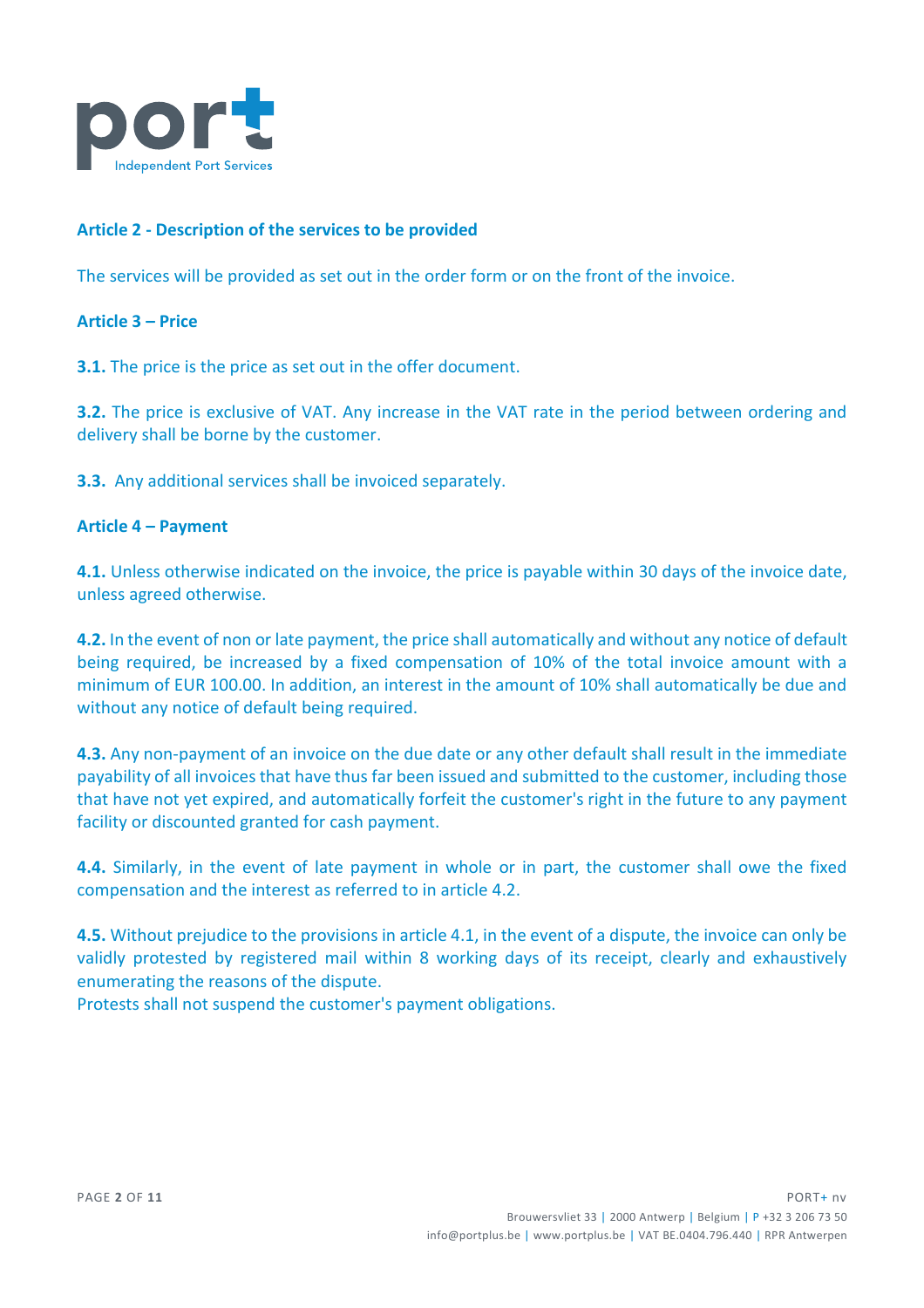## Article 2 - Description of the services to be provided

The services will be provided as set out in the order form or on the front of the invoice.

## Article 3 – Price

**3.1.** The price is the price as set out in the offer document.

**3.2.** The price is exclusive of VAT. Any increase in the VAT rate in the period between ordering and delivery shall be borne by the customer.

**3.3.** Any additional services shall be invoiced separately.

## Article 4 – Payment

**4.1.** Unless otherwise indicated on the invoice, the price is payable within 30 days of the invoice date, unless agreed otherwise.

**4.2.** In the event of non or late payment, the price shall automatically and without any notice of default being required, be increased by a fixed compensation of 10% of the total invoice amount with a minimum of EUR 100.00. In addition, an interest in the amount of 10% shall automatically be due and without any notice of default being required.

**4.3.** Any non-payment of an invoice on the due date or any other default shall result in the immediate payability of all invoices that have thus far been issued and submitted to the customer, including those that have not yet expired, and automatically forfeit the customer's right in the future to any payment facility or discounted granted for cash payment.

**4.4.** Similarly, in the event of late payment in whole or in part, the customer shall owe the fixed compensation and the interest as referred to in article 4.2.

**4.5.** Without prejudice to the provisions in article 4.1, in the event of a dispute, the invoice can only be validly protested by registered mail within 8 working days of its receipt, clearly and exhaustively enumerating the reasons of the dispute.
Protests shall not suspend the customer's payment obligations.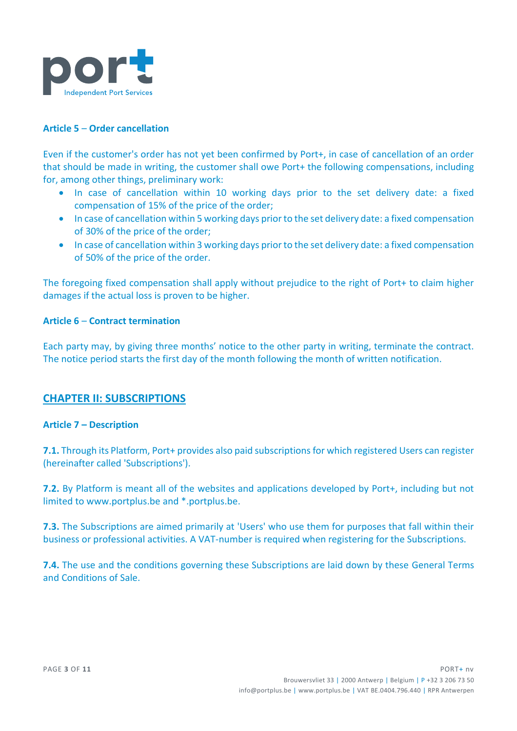### Article 5 – Order cancellation

Even if the customer's order has not yet been confirmed by Port+, in case of cancellation of an order that should be made in writing, the customer shall owe Port+ the following compensations, including for, among other things, preliminary work:

- In case of cancellation within 10 working days prior to the set delivery date: a fixed compensation of 15% of the price of the order;
- In case of cancellation within 5 working days prior to the set delivery date: a fixed compensation of 30% of the price of the order;
- In case of cancellation within 3 working days prior to the set delivery date: a fixed compensation of 50% of the price of the order.

The foregoing fixed compensation shall apply without prejudice to the right of Port+ to claim higher damages if the actual loss is proven to be higher.

### Article 6 – Contract termination

Each party may, by giving three months' notice to the other party in writing, terminate the contract. The notice period starts the first day of the month following the month of written notification.

## CHAPTER II: SUBSCRIPTIONS

### Article 7 – Description

**7.1.** Through its Platform, Port+ provides also paid subscriptions for which registered Users can register (hereinafter called 'Subscriptions').

**7.2.** By Platform is meant all of the websites and applications developed by Port+, including but not limited to www.portplus.be and *.portplus.be.

**7.3.** The Subscriptions are aimed primarily at 'Users' who use them for purposes that fall within their business or professional activities. A VAT-number is required when registering for the Subscriptions.

**7.4.** The use and the conditions governing these Subscriptions are laid down by these General Terms and Conditions of Sale.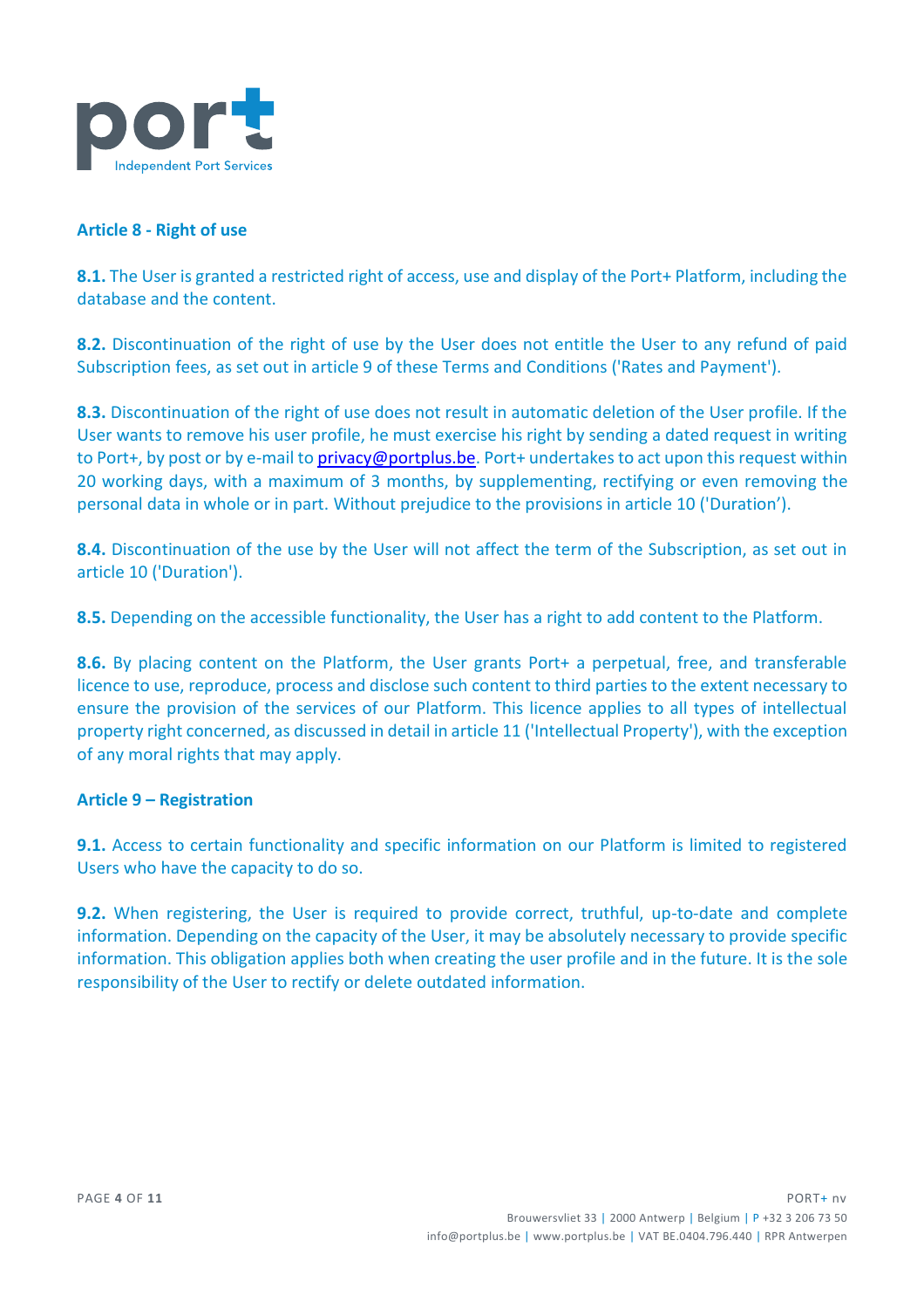## Article 8 - Right of use

**8.1.** The User is granted a restricted right of access, use and display of the Port+ Platform, including the database and the content.

**8.2.** Discontinuation of the right of use by the User does not entitle the User to any refund of paid Subscription fees, as set out in article 9 of these Terms and Conditions ('Rates and Payment').

**8.3.** Discontinuation of the right of use does not result in automatic deletion of the User profile. If the User wants to remove his user profile, he must exercise his right by sending a dated request in writing to Port+, by post or by e-mail to privacy@portplus.be. Port+ undertakes to act upon this request within 20 working days, with a maximum of 3 months, by supplementing, rectifying or even removing the personal data in whole or in part. Without prejudice to the provisions in article 10 ('Duration').

**8.4.** Discontinuation of the use by the User will not affect the term of the Subscription, as set out in article 10 ('Duration').

**8.5.** Depending on the accessible functionality, the User has a right to add content to the Platform.

**8.6.** By placing content on the Platform, the User grants Port+ a perpetual, free, and transferable licence to use, reproduce, process and disclose such content to third parties to the extent necessary to ensure the provision of the services of our Platform. This licence applies to all types of intellectual property right concerned, as discussed in detail in article 11 ('Intellectual Property'), with the exception of any moral rights that may apply.

## Article 9 – Registration

**9.1.** Access to certain functionality and specific information on our Platform is limited to registered Users who have the capacity to do so.

**9.2.** When registering, the User is required to provide correct, truthful, up-to-date and complete information. Depending on the capacity of the User, it may be absolutely necessary to provide specific information. This obligation applies both when creating the user profile and in the future. It is the sole responsibility of the User to rectify or delete outdated information.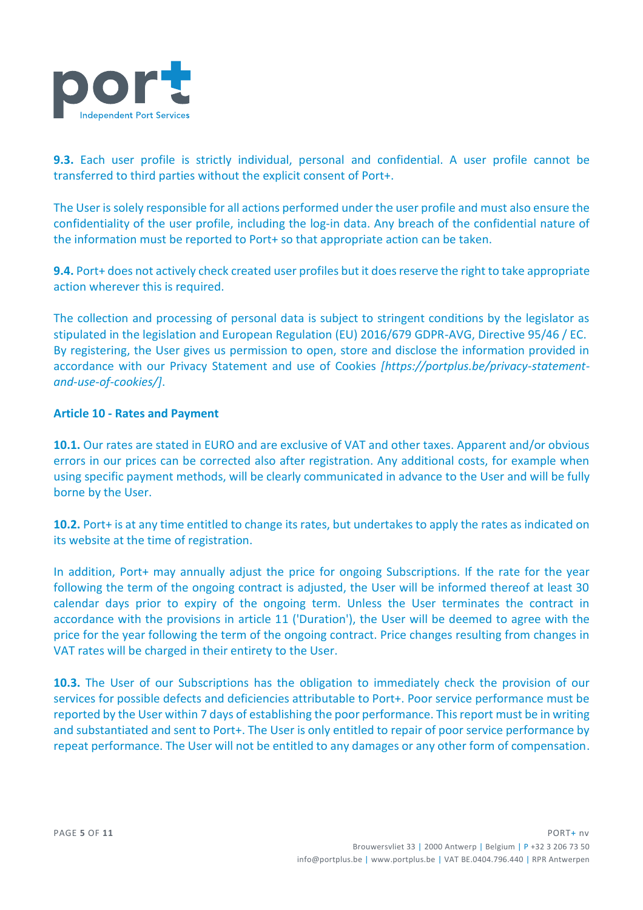**9.3.** Each user profile is strictly individual, personal and confidential. A user profile cannot be transferred to third parties without the explicit consent of Port+.

The User is solely responsible for all actions performed under the user profile and must also ensure the confidentiality of the user profile, including the log-in data. Any breach of the confidential nature of the information must be reported to Port+ so that appropriate action can be taken.

**9.4.** Port+ does not actively check created user profiles but it does reserve the right to take appropriate action wherever this is required.

The collection and processing of personal data is subject to stringent conditions by the legislator as stipulated in the legislation and European Regulation (EU) 2016/679 GDPR-AVG, Directive 95/46 / EC. By registering, the User gives us permission to open, store and disclose the information provided in accordance with our Privacy Statement and use of Cookies *[https://portplus.be/privacy-statement-and-use-of-cookies/]*.

**Article 10 - Rates and Payment**

**10.1.** Our rates are stated in EURO and are exclusive of VAT and other taxes. Apparent and/or obvious errors in our prices can be corrected also after registration. Any additional costs, for example when using specific payment methods, will be clearly communicated in advance to the User and will be fully borne by the User.

**10.2.** Port+ is at any time entitled to change its rates, but undertakes to apply the rates as indicated on its website at the time of registration.

In addition, Port+ may annually adjust the price for ongoing Subscriptions. If the rate for the year following the term of the ongoing contract is adjusted, the User will be informed thereof at least 30 calendar days prior to expiry of the ongoing term. Unless the User terminates the contract in accordance with the provisions in article 11 ('Duration'), the User will be deemed to agree with the price for the year following the term of the ongoing contract. Price changes resulting from changes in VAT rates will be charged in their entirety to the User.

**10.3.** The User of our Subscriptions has the obligation to immediately check the provision of our services for possible defects and deficiencies attributable to Port+. Poor service performance must be reported by the User within 7 days of establishing the poor performance. This report must be in writing and substantiated and sent to Port+. The User is only entitled to repair of poor service performance by repeat performance. The User will not be entitled to any damages or any other form of compensation.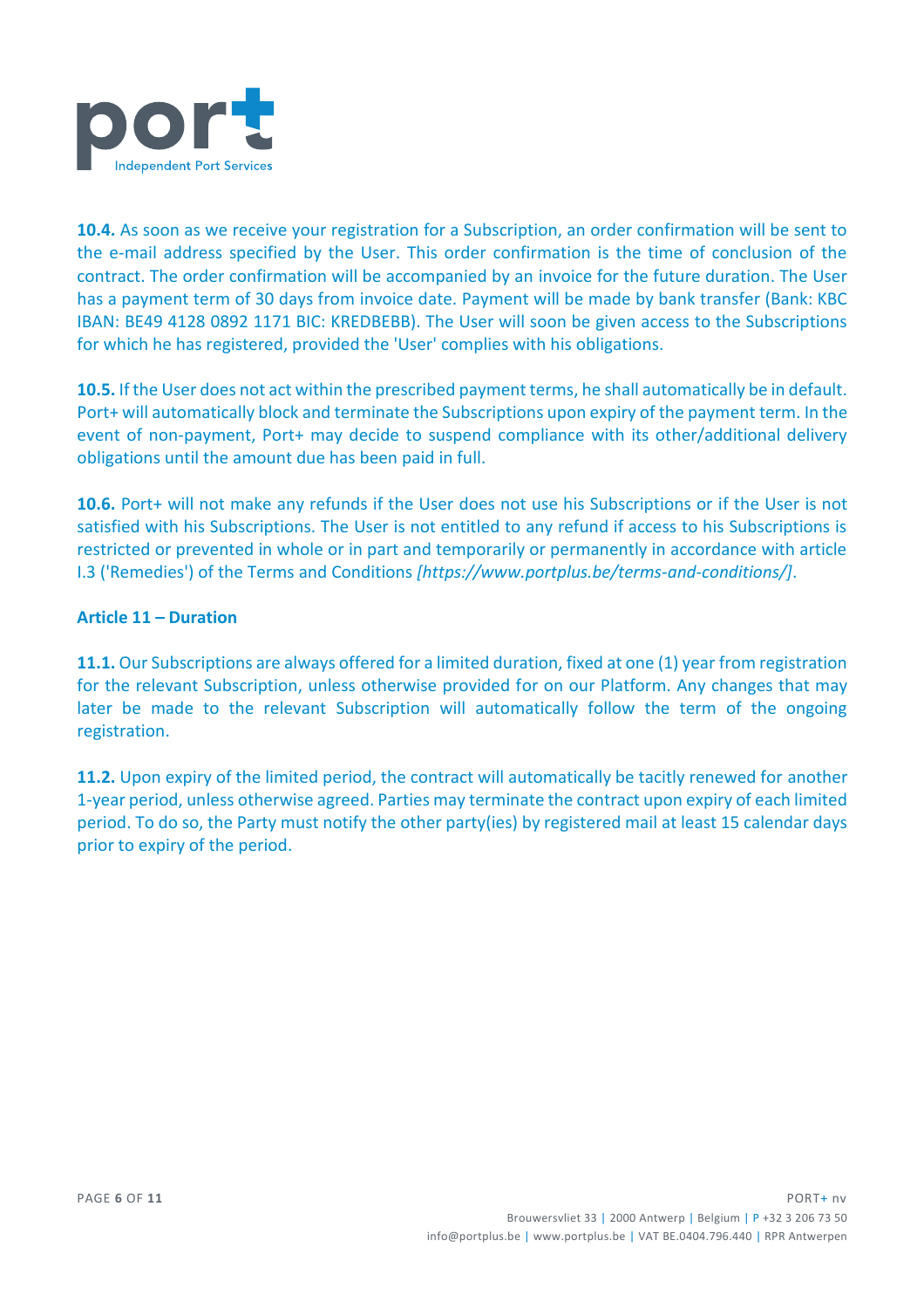**10.4.** As soon as we receive your registration for a Subscription, an order confirmation will be sent to the e-mail address specified by the User. This order confirmation is the time of conclusion of the contract. The order confirmation will be accompanied by an invoice for the future duration. The User has a payment term of 30 days from invoice date. Payment will be made by bank transfer (Bank: KBC IBAN: BE49 4128 0892 1171 BIC: KREDBEBB). The User will soon be given access to the Subscriptions for which he has registered, provided the 'User' complies with his obligations.

**10.5.** If the User does not act within the prescribed payment terms, he shall automatically be in default. Port+ will automatically block and terminate the Subscriptions upon expiry of the payment term. In the event of non-payment, Port+ may decide to suspend compliance with its other/additional delivery obligations until the amount due has been paid in full.

**10.6.** Port+ will not make any refunds if the User does not use his Subscriptions or if the User is not satisfied with his Subscriptions. The User is not entitled to any refund if access to his Subscriptions is restricted or prevented in whole or in part and temporarily or permanently in accordance with article I.3 ('Remedies') of the Terms and Conditions *[https://www.portplus.be/terms-and-conditions/]*.

**Article 11 – Duration**

**11.1.** Our Subscriptions are always offered for a limited duration, fixed at one (1) year from registration for the relevant Subscription, unless otherwise provided for on our Platform. Any changes that may later be made to the relevant Subscription will automatically follow the term of the ongoing registration.

**11.2.** Upon expiry of the limited period, the contract will automatically be tacitly renewed for another 1-year period, unless otherwise agreed. Parties may terminate the contract upon expiry of each limited period. To do so, the Party must notify the other party(ies) by registered mail at least 15 calendar days prior to expiry of the period.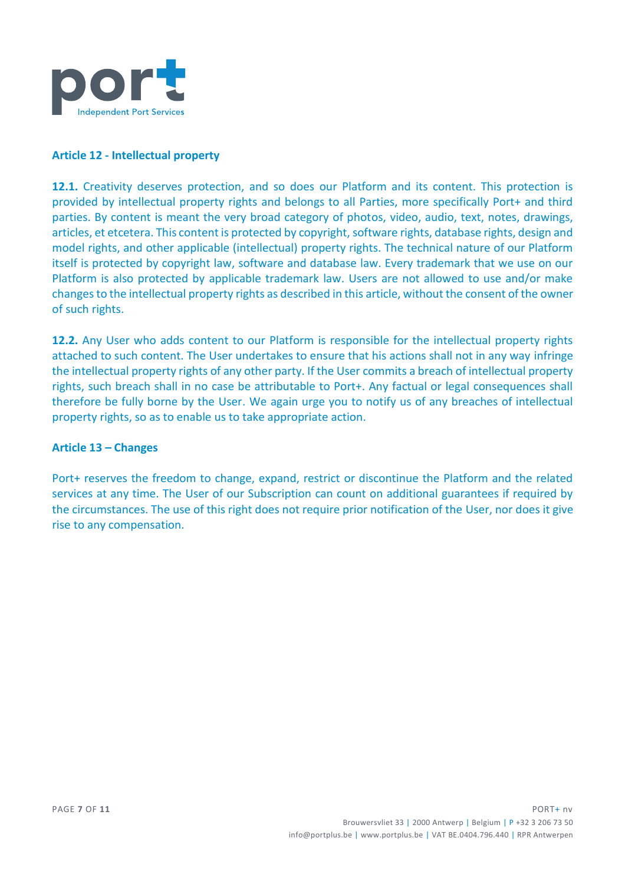## Article 12 - Intellectual property

**12.1.** Creativity deserves protection, and so does our Platform and its content. This protection is provided by intellectual property rights and belongs to all Parties, more specifically Port+ and third parties. By content is meant the very broad category of photos, video, audio, text, notes, drawings, articles, et etcetera. This content is protected by copyright, software rights, database rights, design and model rights, and other applicable (intellectual) property rights. The technical nature of our Platform itself is protected by copyright law, software and database law. Every trademark that we use on our Platform is also protected by applicable trademark law. Users are not allowed to use and/or make changes to the intellectual property rights as described in this article, without the consent of the owner of such rights.

**12.2.** Any User who adds content to our Platform is responsible for the intellectual property rights attached to such content. The User undertakes to ensure that his actions shall not in any way infringe the intellectual property rights of any other party. If the User commits a breach of intellectual property rights, such breach shall in no case be attributable to Port+. Any factual or legal consequences shall therefore be fully borne by the User. We again urge you to notify us of any breaches of intellectual property rights, so as to enable us to take appropriate action.

## Article 13 – Changes

Port+ reserves the freedom to change, expand, restrict or discontinue the Platform and the related services at any time. The User of our Subscription can count on additional guarantees if required by the circumstances. The use of this right does not require prior notification of the User, nor does it give rise to any compensation.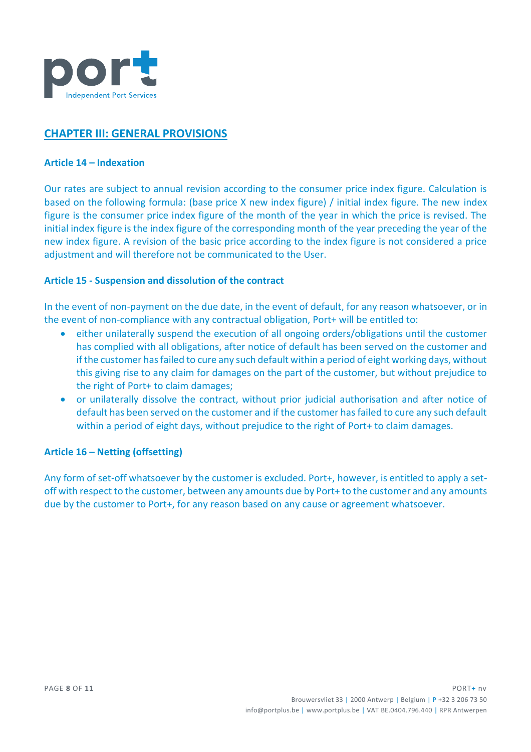## CHAPTER III: GENERAL PROVISIONS

### Article 14 – Indexation

Our rates are subject to annual revision according to the consumer price index figure. Calculation is based on the following formula: (base price X new index figure) / initial index figure. The new index figure is the consumer price index figure of the month of the year in which the price is revised. The initial index figure is the index figure of the corresponding month of the year preceding the year of the new index figure. A revision of the basic price according to the index figure is not considered a price adjustment and will therefore not be communicated to the User.

### Article 15 - Suspension and dissolution of the contract

In the event of non-payment on the due date, in the event of default, for any reason whatsoever, or in the event of non-compliance with any contractual obligation, Port+ will be entitled to:

- either unilaterally suspend the execution of all ongoing orders/obligations until the customer has complied with all obligations, after notice of default has been served on the customer and if the customer has failed to cure any such default within a period of eight working days, without this giving rise to any claim for damages on the part of the customer, but without prejudice to the right of Port+ to claim damages;
- or unilaterally dissolve the contract, without prior judicial authorisation and after notice of default has been served on the customer and if the customer has failed to cure any such default within a period of eight days, without prejudice to the right of Port+ to claim damages.

### Article 16 – Netting (offsetting)

Any form of set-off whatsoever by the customer is excluded. Port+, however, is entitled to apply a set-off with respect to the customer, between any amounts due by Port+ to the customer and any amounts due by the customer to Port+, for any reason based on any cause or agreement whatsoever.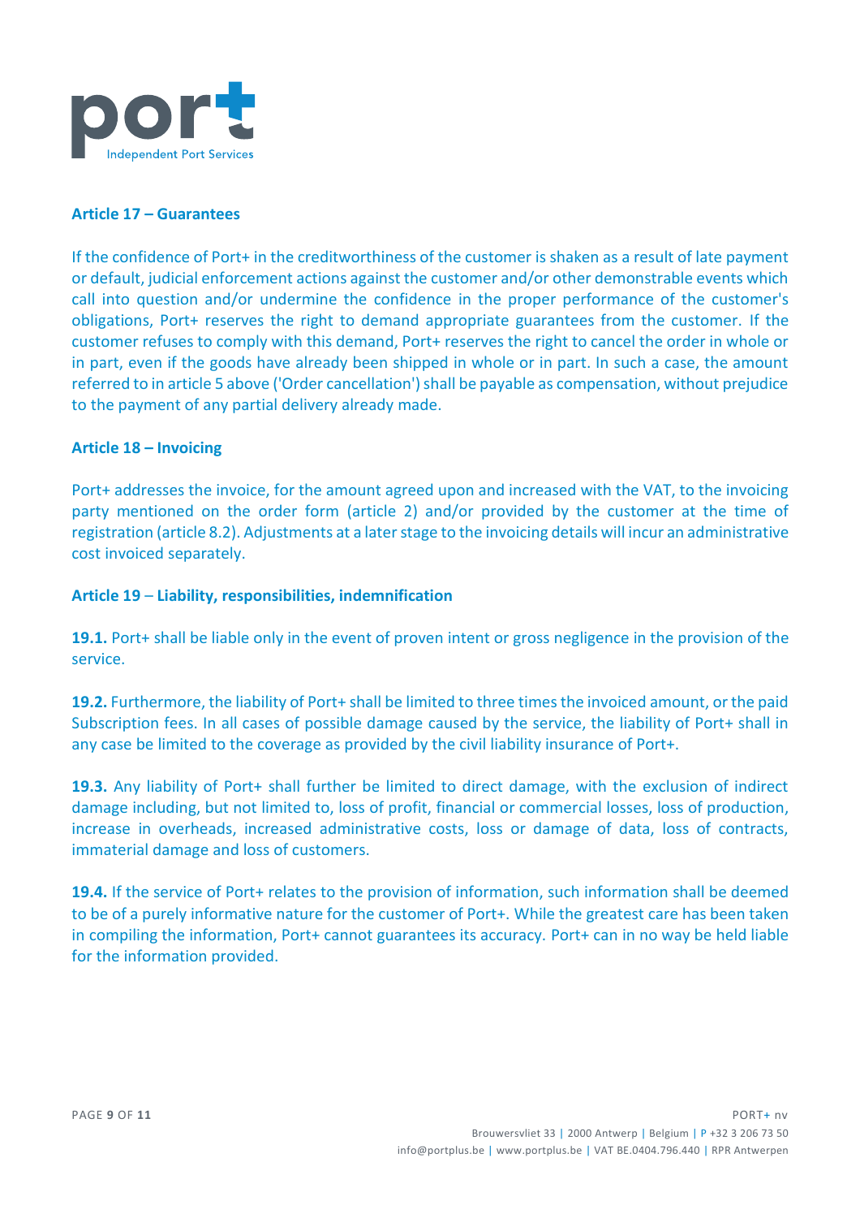## Article 17 – Guarantees

If the confidence of Port+ in the creditworthiness of the customer is shaken as a result of late payment or default, judicial enforcement actions against the customer and/or other demonstrable events which call into question and/or undermine the confidence in the proper performance of the customer's obligations, Port+ reserves the right to demand appropriate guarantees from the customer. If the customer refuses to comply with this demand, Port+ reserves the right to cancel the order in whole or in part, even if the goods have already been shipped in whole or in part. In such a case, the amount referred to in article 5 above ('Order cancellation') shall be payable as compensation, without prejudice to the payment of any partial delivery already made.

## Article 18 – Invoicing

Port+ addresses the invoice, for the amount agreed upon and increased with the VAT, to the invoicing party mentioned on the order form (article 2) and/or provided by the customer at the time of registration (article 8.2). Adjustments at a later stage to the invoicing details will incur an administrative cost invoiced separately.

## Article 19 – Liability, responsibilities, indemnification

**19.1.** Port+ shall be liable only in the event of proven intent or gross negligence in the provision of the service.

**19.2.** Furthermore, the liability of Port+ shall be limited to three times the invoiced amount, or the paid Subscription fees. In all cases of possible damage caused by the service, the liability of Port+ shall in any case be limited to the coverage as provided by the civil liability insurance of Port+.

**19.3.** Any liability of Port+ shall further be limited to direct damage, with the exclusion of indirect damage including, but not limited to, loss of profit, financial or commercial losses, loss of production, increase in overheads, increased administrative costs, loss or damage of data, loss of contracts, immaterial damage and loss of customers.

**19.4.** If the service of Port+ relates to the provision of information, such information shall be deemed to be of a purely informative nature for the customer of Port+. While the greatest care has been taken in compiling the information, Port+ cannot guarantees its accuracy. Port+ can in no way be held liable for the information provided.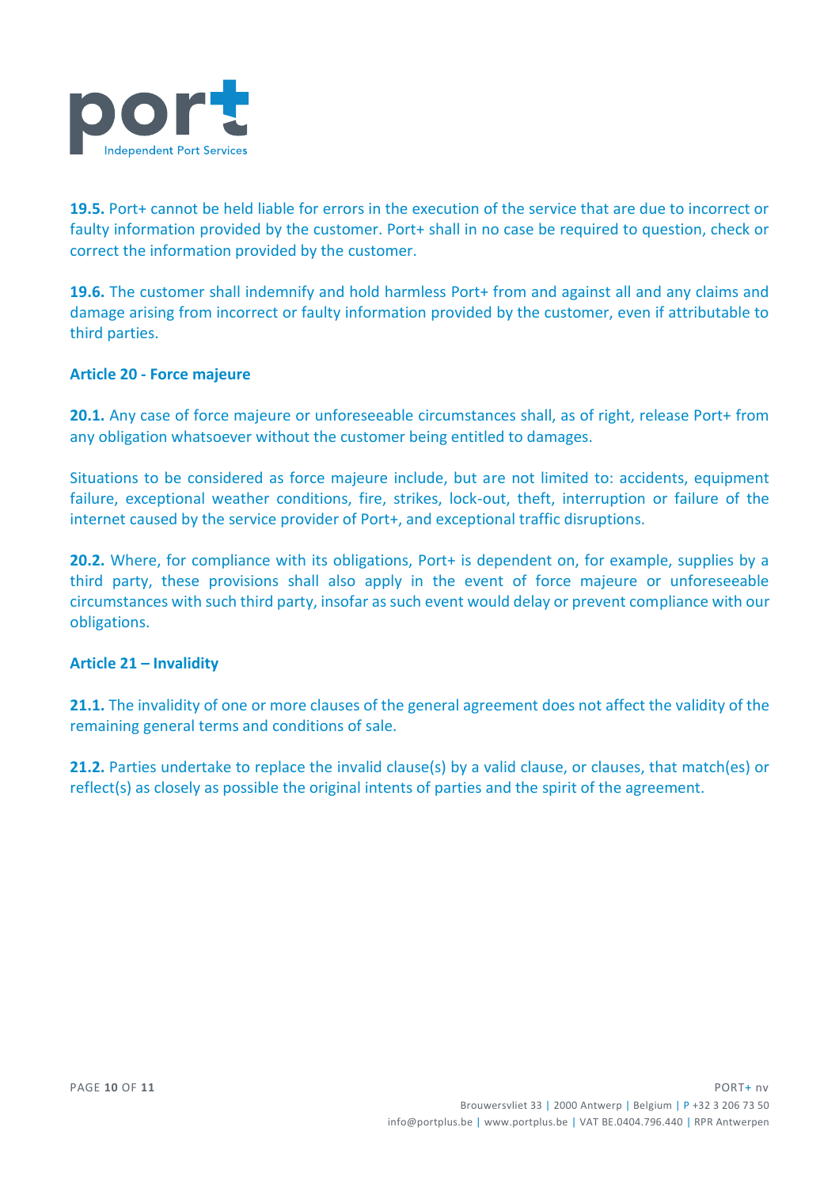**19.5.** Port+ cannot be held liable for errors in the execution of the service that are due to incorrect or faulty information provided by the customer. Port+ shall in no case be required to question, check or correct the information provided by the customer.

**19.6.** The customer shall indemnify and hold harmless Port+ from and against all and any claims and damage arising from incorrect or faulty information provided by the customer, even if attributable to third parties.

## Article 20 - Force majeure

**20.1.** Any case of force majeure or unforeseeable circumstances shall, as of right, release Port+ from any obligation whatsoever without the customer being entitled to damages.

Situations to be considered as force majeure include, but are not limited to: accidents, equipment failure, exceptional weather conditions, fire, strikes, lock-out, theft, interruption or failure of the internet caused by the service provider of Port+, and exceptional traffic disruptions.

**20.2.** Where, for compliance with its obligations, Port+ is dependent on, for example, supplies by a third party, these provisions shall also apply in the event of force majeure or unforeseeable circumstances with such third party, insofar as such event would delay or prevent compliance with our obligations.

## Article 21 – Invalidity

**21.1.** The invalidity of one or more clauses of the general agreement does not affect the validity of the remaining general terms and conditions of sale.

**21.2.** Parties undertake to replace the invalid clause(s) by a valid clause, or clauses, that match(es) or reflect(s) as closely as possible the original intents of parties and the spirit of the agreement.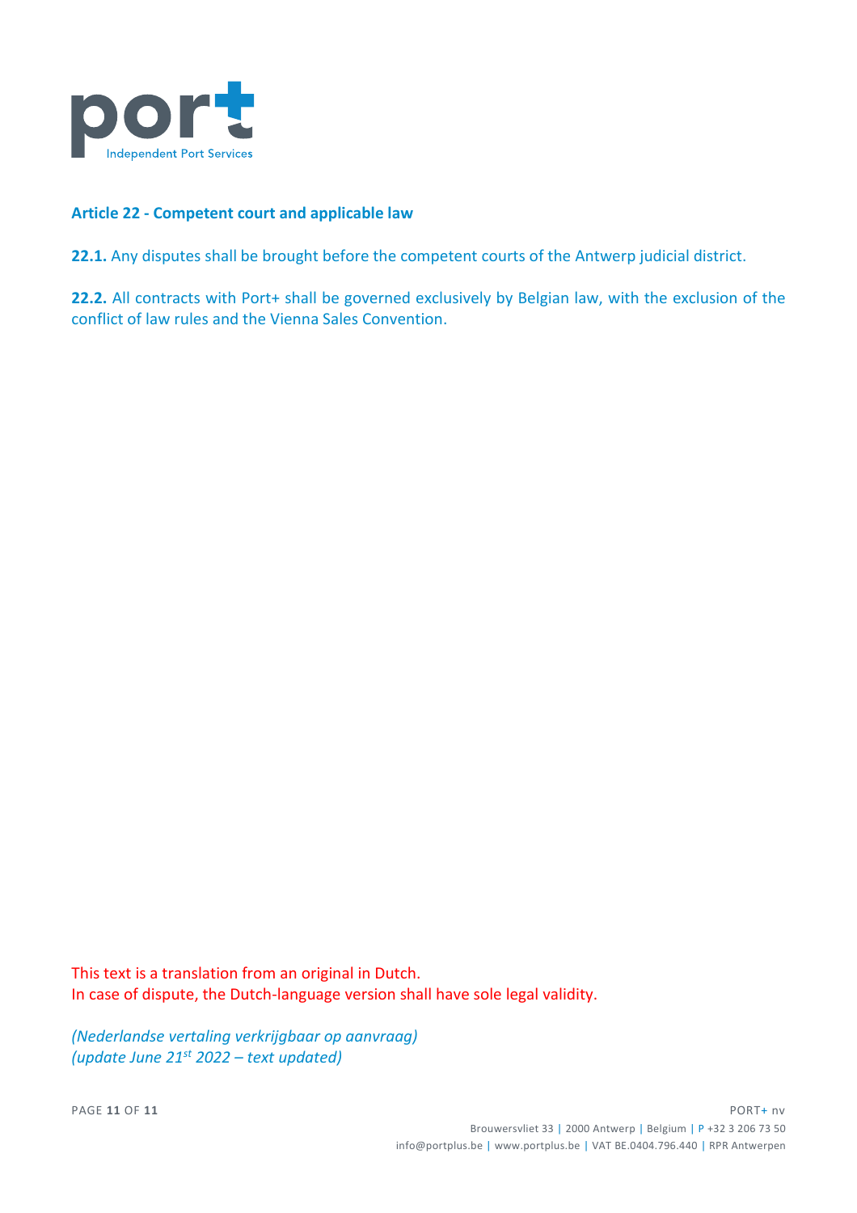### Article 22 - Competent court and applicable law

**22.1.** Any disputes shall be brought before the competent courts of the Antwerp judicial district.

**22.2.** All contracts with Port+ shall be governed exclusively by Belgian law, with the exclusion of the conflict of law rules and the Vienna Sales Convention.

This text is a translation from an original in Dutch.
In case of dispute, the Dutch-language version shall have sole legal validity.

*(Nederlandse vertaling verkrijgbaar op aanvraag)*
*(update June 21st 2022 – text updated)*